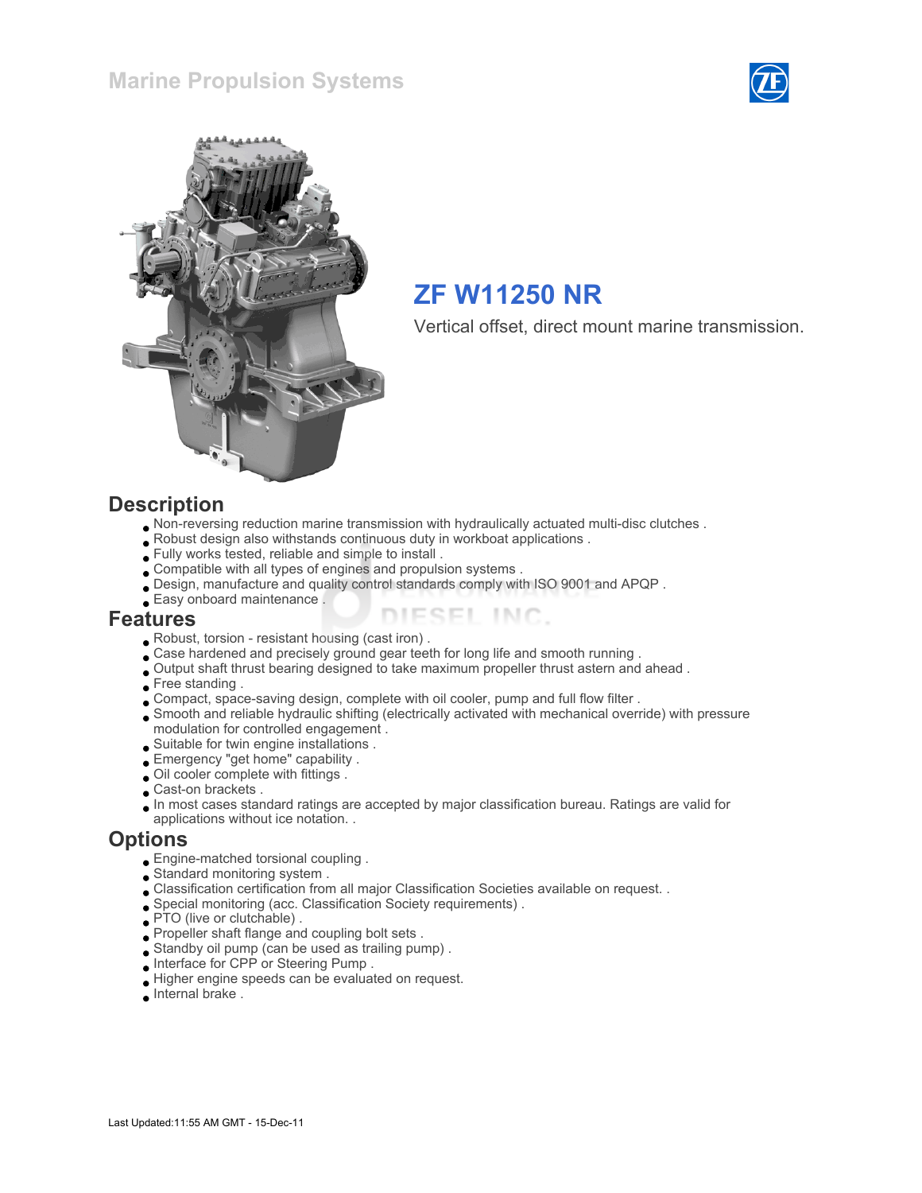# Marine Propulsion Systems

## ZF W11250 NR

Vertical offset, direct mount marine transmission.

## Description

- Non-reversing reduction marine transmission with hydraulically actuated multi-disc clutches .
- Robust design also withstands continuous duty in workboat applications .
- Fully works tested, reliable and simple to install .
- Compatible with all types of engines and propulsion systems .
- Design, manufacture and quality control standards comply with ISO 9001 and APQP .
- Easy onboard maintenance .

## Features

- Robust, torsion - resistant housing (cast iron) .
- Case hardened and precisely ground gear teeth for long life and smooth running .
- Output shaft thrust bearing designed to take maximum propeller thrust astern and ahead .
- Free standing .
- Compact, space-saving design, complete with oil cooler, pump and full flow filter .
- Smooth and reliable hydraulic shifting (electrically activated with mechanical override) with pressure modulation for controlled engagement .
- Suitable for twin engine installations .
- Emergency "get home" capability .
- Oil cooler complete with fittings .
- Cast-on brackets .
- In most cases standard ratings are accepted by major classification bureau. Ratings are valid for applications without ice notation. .

## Options

- Engine-matched torsional coupling .
- Standard monitoring system .
- Classification certification from all major Classification Societies available on request. .
- Special monitoring (acc. Classification Society requirements) .
- PTO (live or clutchable) .
- Propeller shaft flange and coupling bolt sets .
- Standby oil pump (can be used as trailing pump) .
- Interface for CPP or Steering Pump .
- Higher engine speeds can be evaluated on request.
- Internal brake .

Last Updated:11:55 AM GMT - 15-Dec-11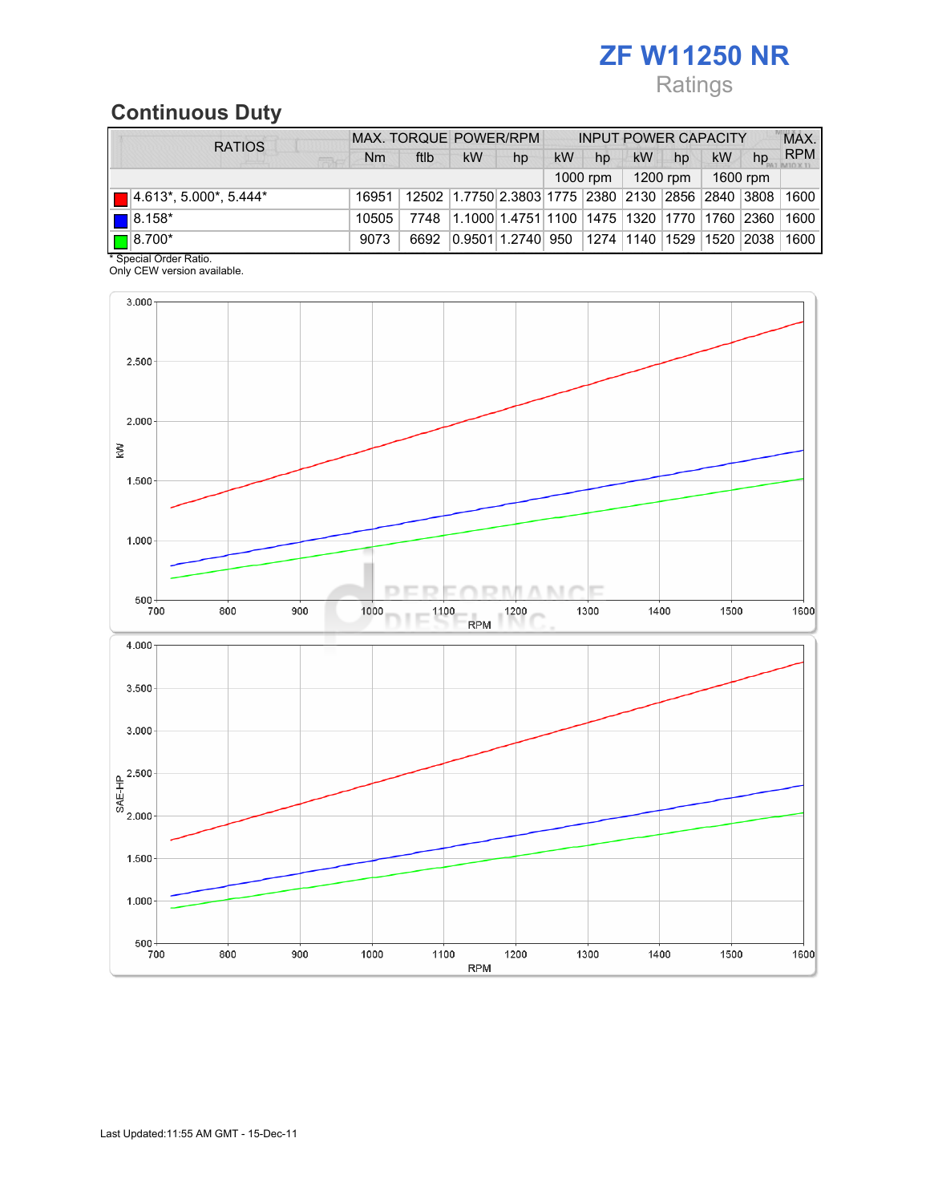# ZF W11250 NR

Ratings

## Continuous Duty

| RATIOS | MAX. TORQUE | | POWER/RPM | | INPUT POWER CAPACITY | | | | | | MAX. RPM |
|---|---|---|---|---|---|---|---|---|---|---|---|
| | Nm | ftlb | kW | hp | kW | hp | kW | hp | kW | hp | |
| | | | | | 1000 rpm | | 1200 rpm | | 1600 rpm | | |
| 4.613*, 5.000*, 5.444* | 16951 | 12502 | 1.7750 | 2.3803 | 1775 | 2380 | 2130 | 2856 | 2840 | 3808 | 1600 |
| 8.158* | 10505 | 7748 | 1.1000 | 1.4751 | 1100 | 1475 | 1320 | 1770 | 1760 | 2360 | 1600 |
| 8.700* | 9073 | 6692 | 0.9501 | 1.2740 | 950 | 1274 | 1140 | 1529 | 1520 | 2038 | 1600 |

* Special Order Ratio.
Only CEW version available.

Last Updated:11:55 AM GMT - 15-Dec-11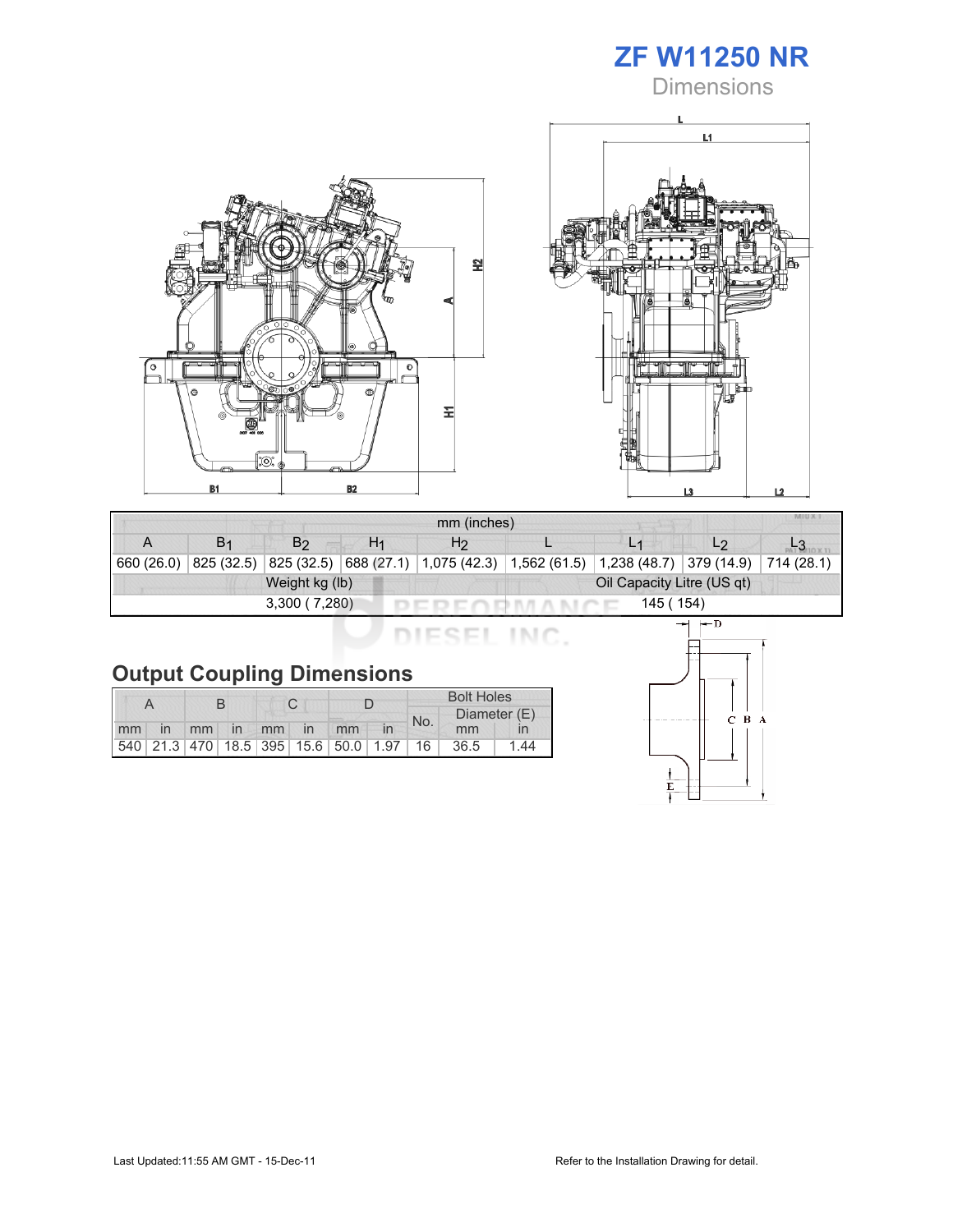# ZF W11250 NR

Dimensions

| mm (inches) | | | | | | | | |
|---|---|---|---|---|---|---|---|---|
| A | $B_1$ | $B_2$ | $H_1$ | $H_2$ | L | $L_1$ | $L_2$ | $L_3$ |
| 660 (26.0) | 825 (32.5) | 825 (32.5) | 688 (27.1) | 1,075 (42.3) | 1,562 (61.5) | 1,238 (48.7) | 379 (14.9) | 714 (28.1) |
| Weight kg (lb) | | | | | Oil Capacity Litre (US qt) | | | |
| 3,300 ( 7,280) | | | | | 145 ( 154) | | | |

## Output Coupling Dimensions

| A | | B | | C | | D | | Bolt Holes | | |
|---|---|---|---|---|---|---|---|---|---|---|
| | | | | | | | | No. | Diameter (E) | |
| mm | in | mm | in | mm | in | mm | in | | mm | in |
| 540 | 21.3 | 470 | 18.5 | 395 | 15.6 | 50.0 | 1.97 | 16 | 36.5 | 1.44 |

Last Updated:11:55 AM GMT - 15-Dec-11

Refer to the Installation Drawing for detail.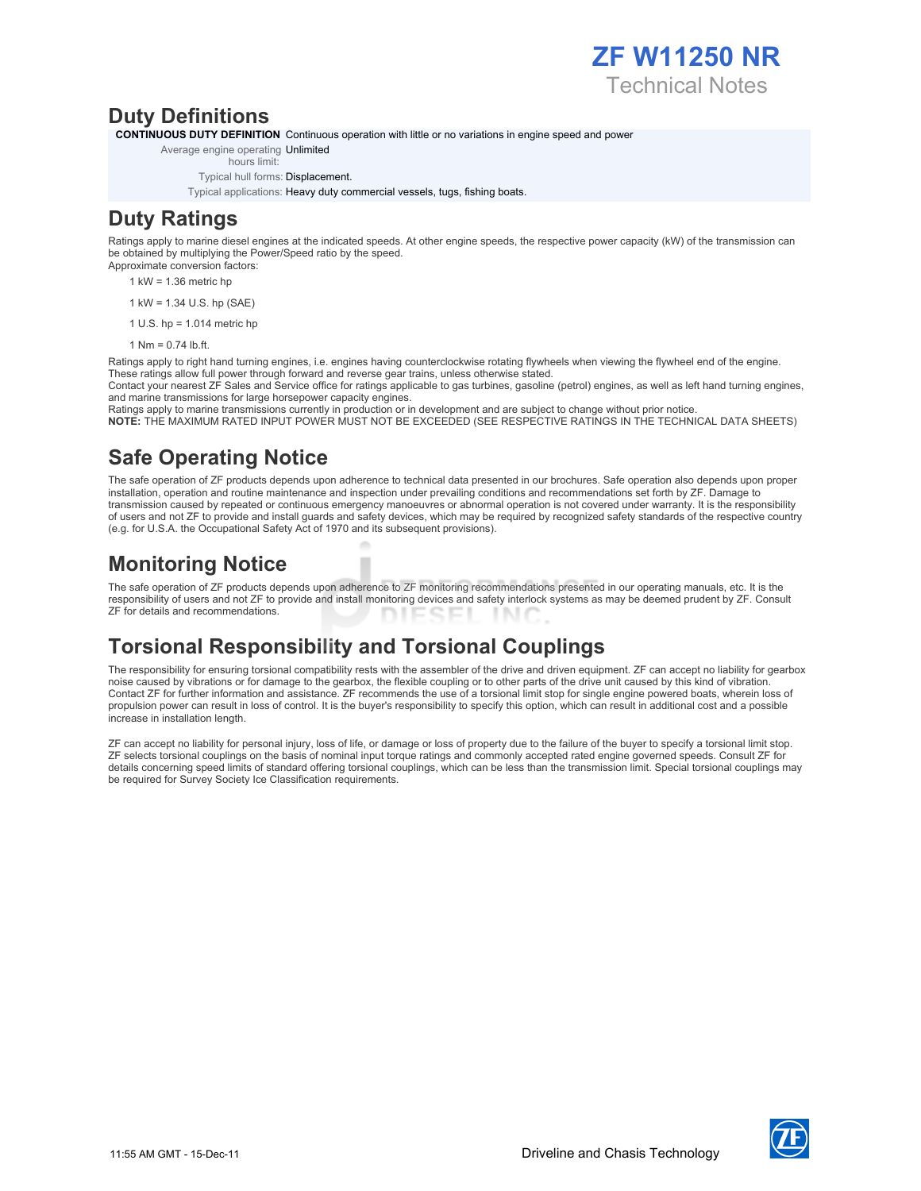# ZF W11250 NR

Technical Notes

## Duty Definitions

| | |
|---|---|
| **CONTINUOUS DUTY DEFINITION** | Continuous operation with little or no variations in engine speed and power |
| Average engine operating hours limit: | Unlimited |
| Typical hull forms: | Displacement. |
| Typical applications: | Heavy duty commercial vessels, tugs, fishing boats. |

## Duty Ratings

Ratings apply to marine diesel engines at the indicated speeds. At other engine speeds, the respective power capacity (kW) of the transmission can be obtained by multiplying the Power/Speed ratio by the speed.
Approximate conversion factors:

1 kW = 1.36 metric hp

1 kW = 1.34 U.S. hp (SAE)

1 U.S. hp = 1.014 metric hp

1 Nm = 0.74 lb.ft.

Ratings apply to right hand turning engines, i.e. engines having counterclockwise rotating flywheels when viewing the flywheel end of the engine. These ratings allow full power through forward and reverse gear trains, unless otherwise stated.
Contact your nearest ZF Sales and Service office for ratings applicable to gas turbines, gasoline (petrol) engines, as well as left hand turning engines, and marine transmissions for large horsepower capacity engines.
Ratings apply to marine transmissions currently in production or in development and are subject to change without prior notice.
**NOTE:** THE MAXIMUM RATED INPUT POWER MUST NOT BE EXCEEDED (SEE RESPECTIVE RATINGS IN THE TECHNICAL DATA SHEETS)

## Safe Operating Notice

The safe operation of ZF products depends upon adherence to technical data presented in our brochures. Safe operation also depends upon proper installation, operation and routine maintenance and inspection under prevailing conditions and recommendations set forth by ZF. Damage to transmission caused by repeated or continuous emergency manoeuvres or abnormal operation is not covered under warranty. It is the responsibility of users and not ZF to provide and install guards and safety devices, which may be required by recognized safety standards of the respective country (e.g. for U.S.A. the Occupational Safety Act of 1970 and its subsequent provisions).

## Monitoring Notice

The safe operation of ZF products depends upon adherence to ZF monitoring recommendations presented in our operating manuals, etc. It is the responsibility of users and not ZF to provide and install monitoring devices and safety interlock systems as may be deemed prudent by ZF. Consult ZF for details and recommendations.

## Torsional Responsibility and Torsional Couplings

The responsibility for ensuring torsional compatibility rests with the assembler of the drive and driven equipment. ZF can accept no liability for gearbox noise caused by vibrations or for damage to the gearbox, the flexible coupling or to other parts of the drive unit caused by this kind of vibration. Contact ZF for further information and assistance. ZF recommends the use of a torsional limit stop for single engine powered boats, wherein loss of propulsion power can result in loss of control. It is the buyer's responsibility to specify this option, which can result in additional cost and a possible increase in installation length.

ZF can accept no liability for personal injury, loss of life, or damage or loss of property due to the failure of the buyer to specify a torsional limit stop. ZF selects torsional couplings on the basis of nominal input torque ratings and commonly accepted rated engine governed speeds. Consult ZF for details concerning speed limits of standard offering torsional couplings, which can be less than the transmission limit. Special torsional couplings may be required for Survey Society Ice Classification requirements.

11:55 AM GMT - 15-Dec-11

Driveline and Chasis Technology